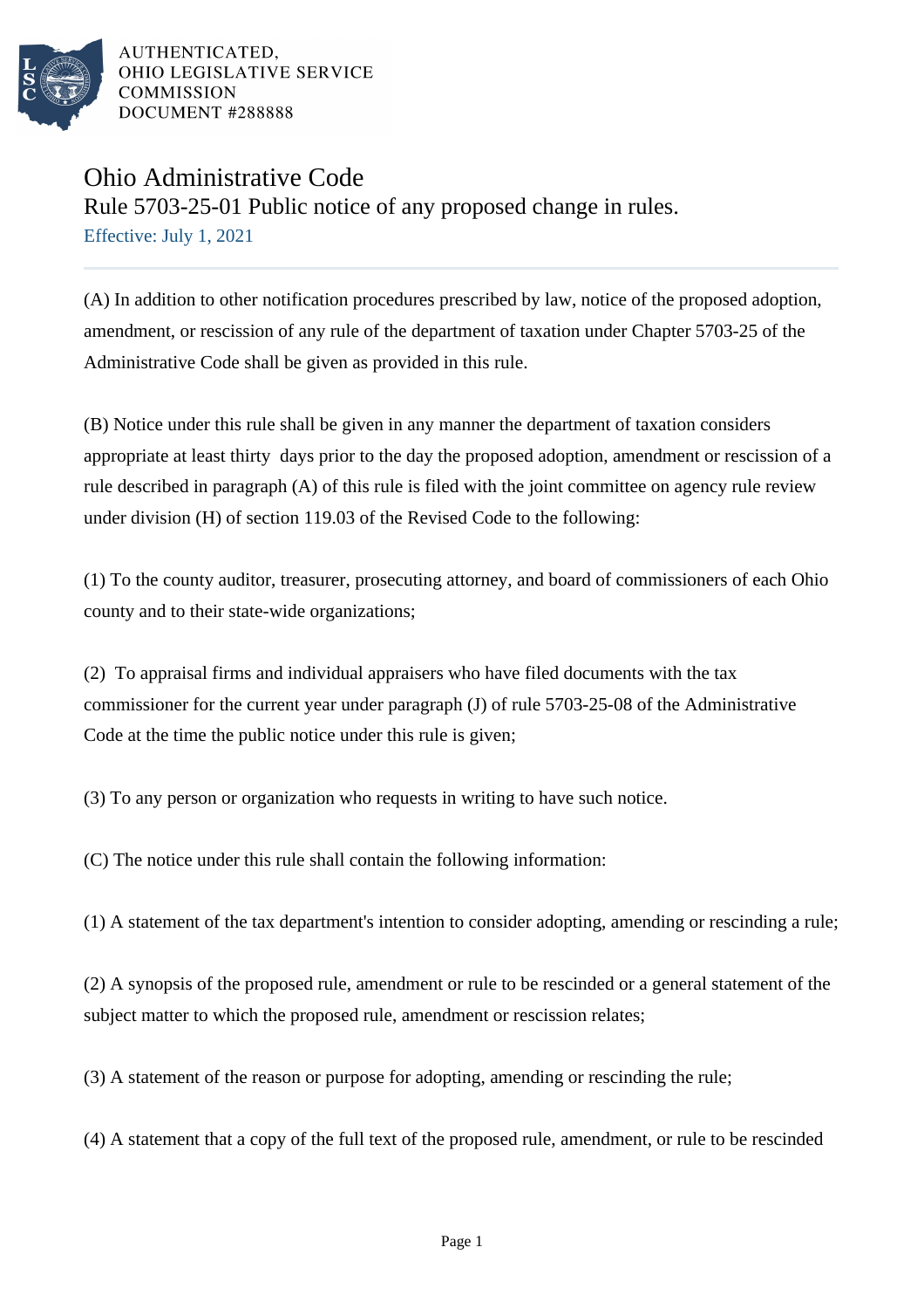AUTHENTICATED,
OHIO LEGISLATIVE SERVICE
COMMISSION
DOCUMENT #288888

# Ohio Administrative Code

## Rule 5703-25-01 Public notice of any proposed change in rules.

Effective: July 1, 2021

(A) In addition to other notification procedures prescribed by law, notice of the proposed adoption, amendment, or rescission of any rule of the department of taxation under Chapter 5703-25 of the Administrative Code shall be given as provided in this rule.

(B) Notice under this rule shall be given in any manner the department of taxation considers appropriate at least thirty days prior to the day the proposed adoption, amendment or rescission of a rule described in paragraph (A) of this rule is filed with the joint committee on agency rule review under division (H) of section 119.03 of the Revised Code to the following:

(1) To the county auditor, treasurer, prosecuting attorney, and board of commissioners of each Ohio county and to their state-wide organizations;

(2) To appraisal firms and individual appraisers who have filed documents with the tax commissioner for the current year under paragraph (J) of rule 5703-25-08 of the Administrative Code at the time the public notice under this rule is given;

(3) To any person or organization who requests in writing to have such notice.

(C) The notice under this rule shall contain the following information:

(1) A statement of the tax department's intention to consider adopting, amending or rescinding a rule;

(2) A synopsis of the proposed rule, amendment or rule to be rescinded or a general statement of the subject matter to which the proposed rule, amendment or rescission relates;

(3) A statement of the reason or purpose for adopting, amending or rescinding the rule;

(4) A statement that a copy of the full text of the proposed rule, amendment, or rule to be rescinded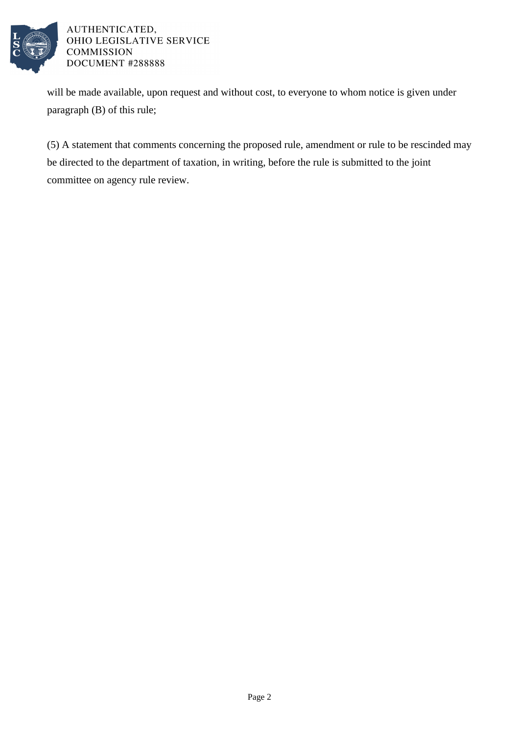will be made available, upon request and without cost, to everyone to whom notice is given under paragraph (B) of this rule;

(5) A statement that comments concerning the proposed rule, amendment or rule to be rescinded may be directed to the department of taxation, in writing, before the rule is submitted to the joint committee on agency rule review.